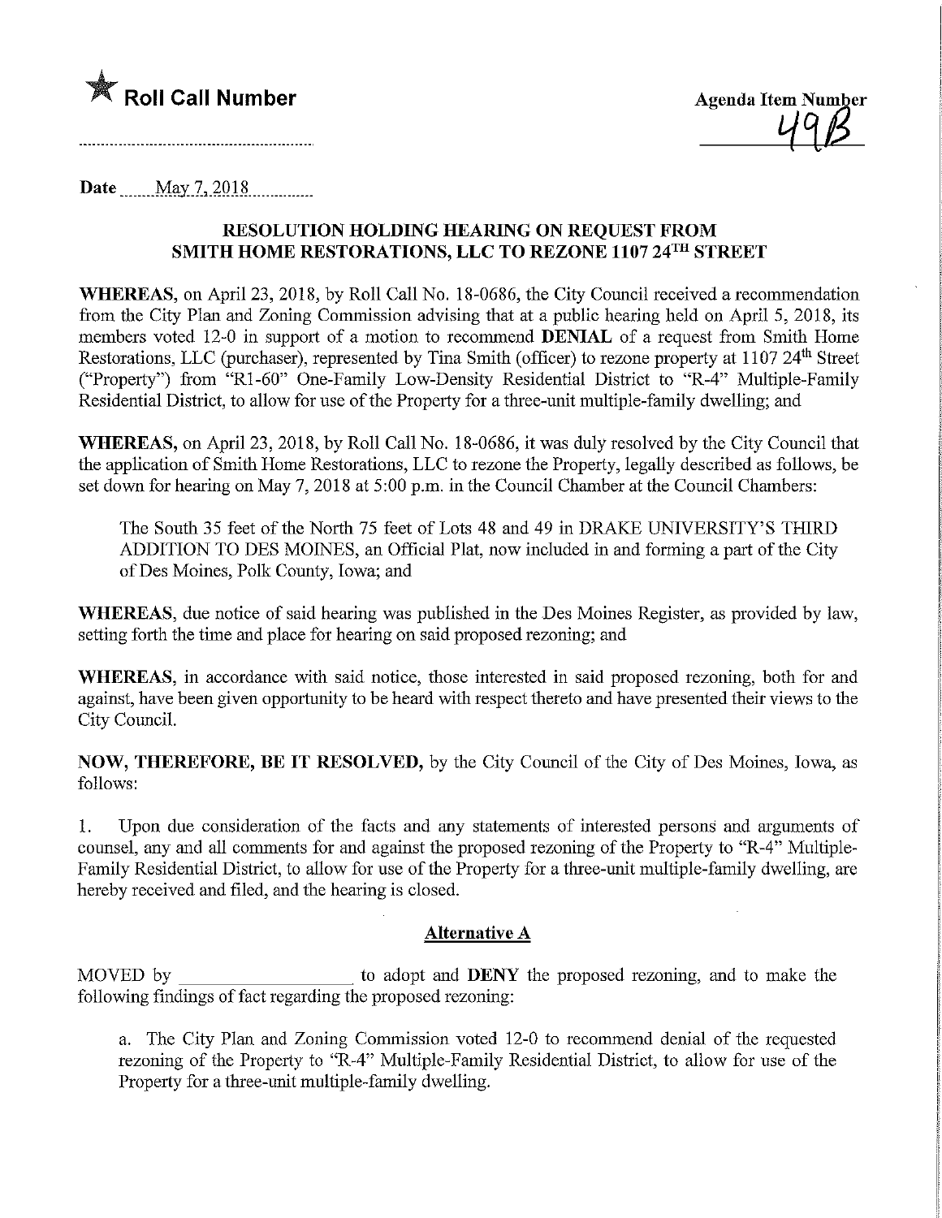★ **Roll Call Number**

Agenda Item Number
49B

Date May 7, 2018

## RESOLUTION HOLDING HEARING ON REQUEST FROM SMITH HOME RESTORATIONS, LLC TO REZONE 1107 24TH STREET

**WHEREAS,** on April 23, 2018, by Roll Call No. 18-0686, the City Council received a recommendation from the City Plan and Zoning Commission advising that at a public hearing held on April 5, 2018, its members voted 12-0 in support of a motion to recommend **DENIAL** of a request from Smith Home Restorations, LLC (purchaser), represented by Tina Smith (officer) to rezone property at 1107 24th Street ("Property") from "R1-60" One-Family Low-Density Residential District to "R-4" Multiple-Family Residential District, to allow for use of the Property for a three-unit multiple-family dwelling; and

**WHEREAS,** on April 23, 2018, by Roll Call No. 18-0686, it was duly resolved by the City Council that the application of Smith Home Restorations, LLC to rezone the Property, legally described as follows, be set down for hearing on May 7, 2018 at 5:00 p.m. in the Council Chamber at the Council Chambers:

> The South 35 feet of the North 75 feet of Lots 48 and 49 in DRAKE UNIVERSITY'S THIRD ADDITION TO DES MOINES, an Official Plat, now included in and forming a part of the City of Des Moines, Polk County, Iowa; and

**WHEREAS,** due notice of said hearing was published in the Des Moines Register, as provided by law, setting forth the time and place for hearing on said proposed rezoning; and

**WHEREAS,** in accordance with said notice, those interested in said proposed rezoning, both for and against, have been given opportunity to be heard with respect thereto and have presented their views to the City Council.

**NOW, THEREFORE, BE IT RESOLVED,** by the City Council of the City of Des Moines, Iowa, as follows:

1. Upon due consideration of the facts and any statements of interested persons and arguments of counsel, any and all comments for and against the proposed rezoning of the Property to "R-4" Multiple-Family Residential District, to allow for use of the Property for a three-unit multiple-family dwelling, are hereby received and filed, and the hearing is closed.

### Alternative A

MOVED by ____________________ to adopt and **DENY** the proposed rezoning, and to make the following findings of fact regarding the proposed rezoning:

a. The City Plan and Zoning Commission voted 12-0 to recommend denial of the requested rezoning of the Property to "R-4" Multiple-Family Residential District, to allow for use of the Property for a three-unit multiple-family dwelling.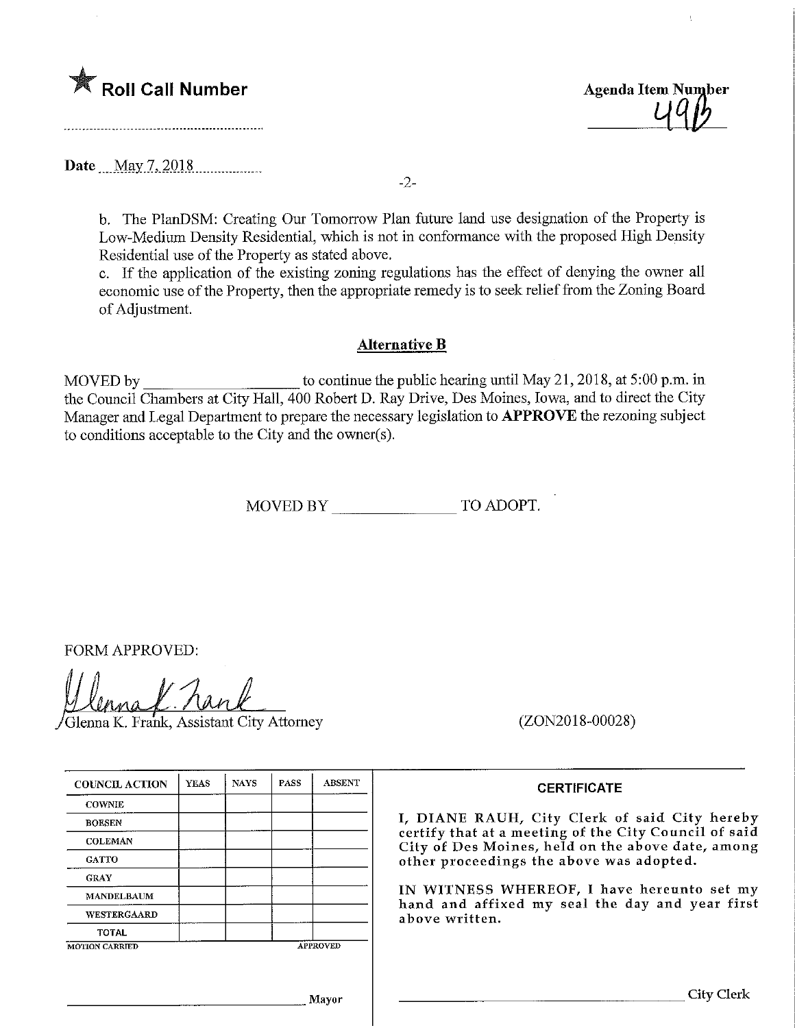★ **Roll Call Number**

**Agenda Item Number**
49b

Date May 7, 2018

b. The PlanDSM: Creating Our Tomorrow Plan future land use designation of the Property is Low-Medium Density Residential, which is not in conformance with the proposed High Density Residential use of the Property as stated above.

c. If the application of the existing zoning regulations has the effect of denying the owner all economic use of the Property, then the appropriate remedy is to seek relief from the Zoning Board of Adjustment.

## Alternative B

MOVED by ____________________ to continue the public hearing until May 21, 2018, at 5:00 p.m. in the Council Chambers at City Hall, 400 Robert D. Ray Drive, Des Moines, Iowa, and to direct the City Manager and Legal Department to prepare the necessary legislation to **APPROVE** the rezoning subject to conditions acceptable to the City and the owner(s).

MOVED BY ______________ TO ADOPT.

FORM APPROVED:

Glenna K. Frank, Assistant City Attorney

(ZON2018-00028)

| COUNCIL ACTION | YEAS | NAYS | PASS | ABSENT |
|---|---|---|---|---|
| COWNIE | | | | |
| BOESEN | | | | |
| COLEMAN | | | | |
| GATTO | | | | |
| GRAY | | | | |
| MANDELBAUM | | | | |
| WESTERGAARD | | | | |
| TOTAL | | | | |

MOTION CARRIED APPROVED

______________________________ Mayor

**CERTIFICATE**

I, DIANE RAUH, City Clerk of said City hereby certify that at a meeting of the City Council of said City of Des Moines, held on the above date, among other proceedings the above was adopted.

IN WITNESS WHEREOF, I have hereunto set my hand and affixed my seal the day and year first above written.

______________________________ City Clerk